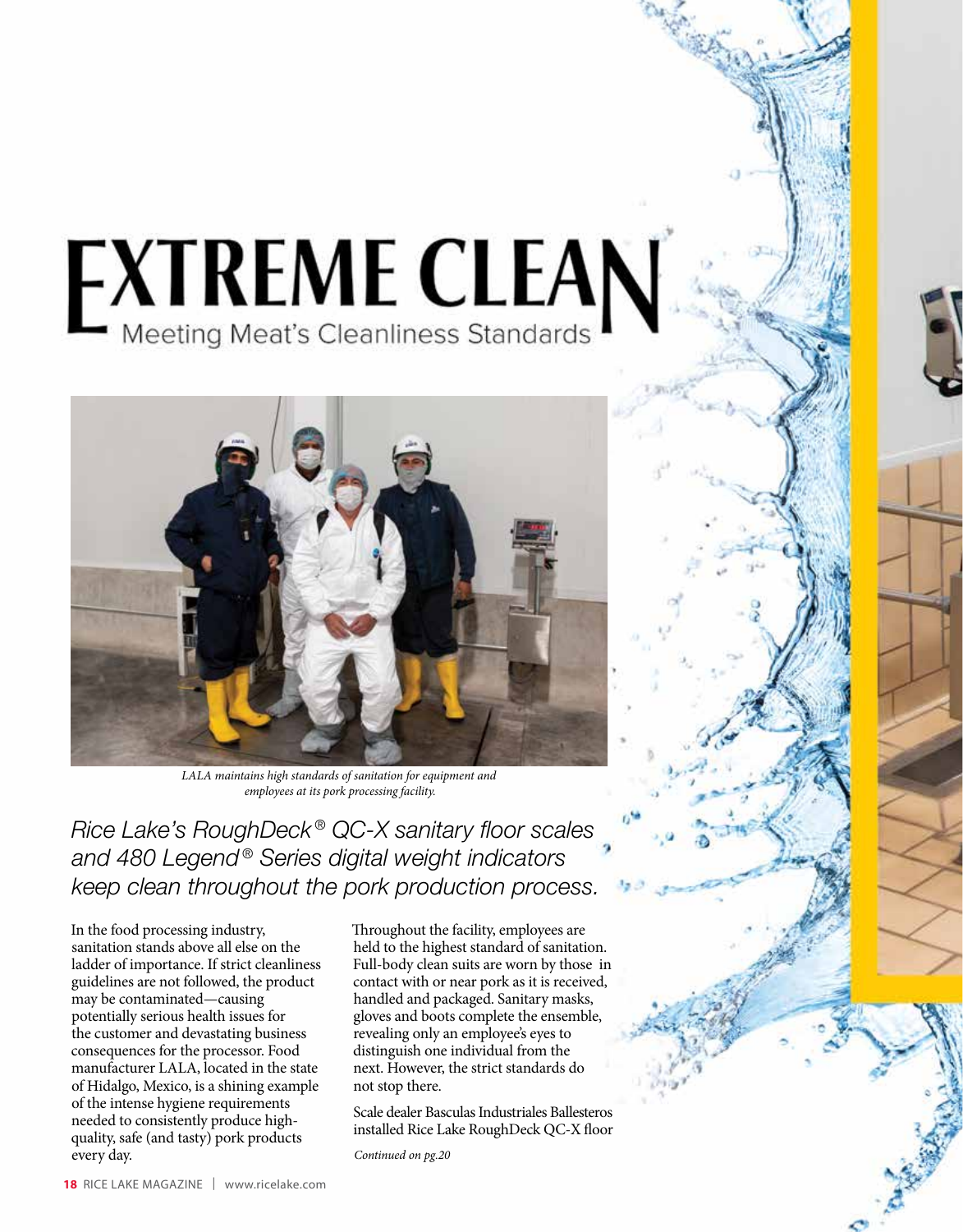# EXTREME CLEAN

## Meeting Meat's Cleanliness Standards

*LALA maintains high standards of sanitation for equipment and employees at its pork processing facility.*

*Rice Lake's RoughDeck® QC-X sanitary floor scales and 480 Legend® Series digital weight indicators keep clean throughout the pork production process.*

In the food processing industry, sanitation stands above all else on the ladder of importance. If strict cleanliness guidelines are not followed, the product may be contaminated—causing potentially serious health issues for the customer and devastating business consequences for the processor. Food manufacturer LALA, located in the state of Hidalgo, Mexico, is a shining example of the intense hygiene requirements needed to consistently produce high-quality, safe (and tasty) pork products every day.

Throughout the facility, employees are held to the highest standard of sanitation. Full-body clean suits are worn by those in contact with or near pork as it is received, handled and packaged. Sanitary masks, gloves and boots complete the ensemble, revealing only an employee's eyes to distinguish one individual from the next. However, the strict standards do not stop there.

Scale dealer Basculas Industriales Ballesteros installed Rice Lake RoughDeck QC-X floor

*Continued on pg.20*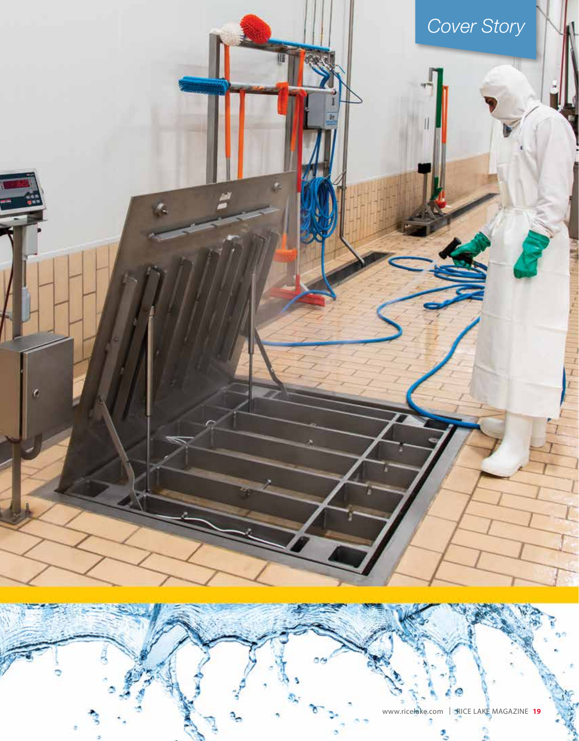*Cover Story*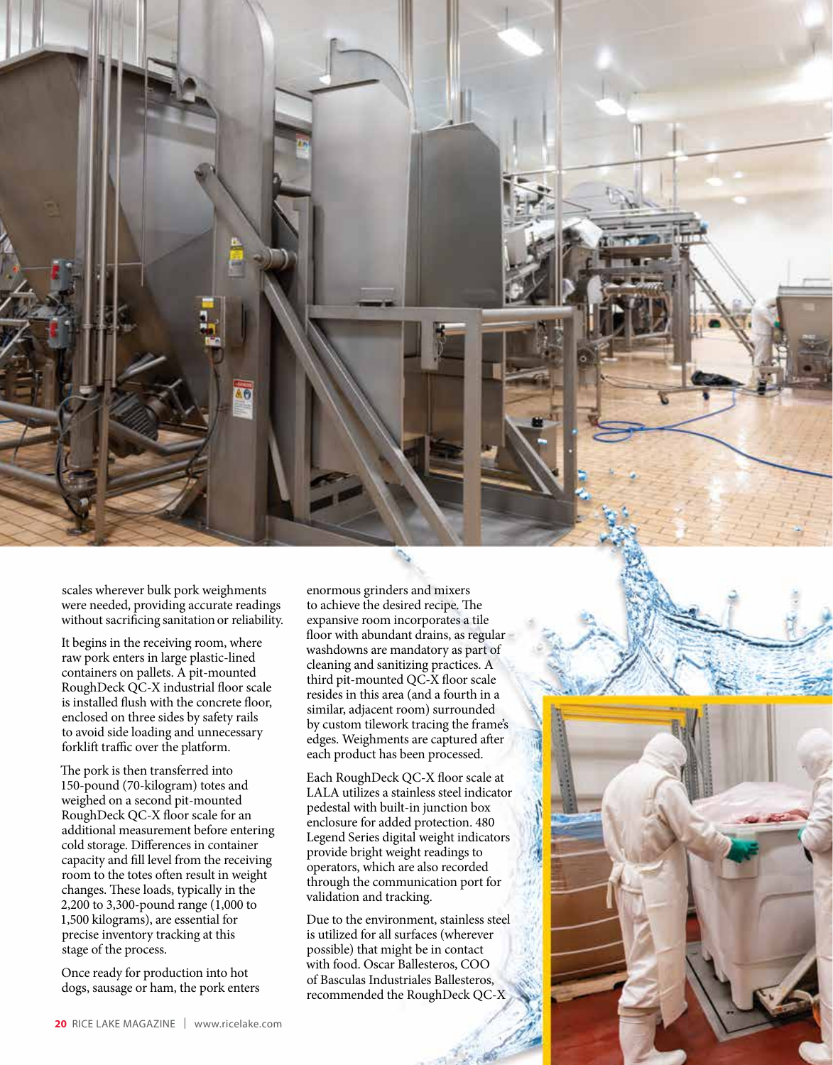scales wherever bulk pork weighments were needed, providing accurate readings without sacrificing sanitation or reliability.

It begins in the receiving room, where raw pork enters in large plastic-lined containers on pallets. A pit-mounted RoughDeck QC-X industrial floor scale is installed flush with the concrete floor, enclosed on three sides by safety rails to avoid side loading and unnecessary forklift traffic over the platform.

The pork is then transferred into 150-pound (70-kilogram) totes and weighed on a second pit-mounted RoughDeck QC-X floor scale for an additional measurement before entering cold storage. Differences in container capacity and fill level from the receiving room to the totes often result in weight changes. These loads, typically in the 2,200 to 3,300-pound range (1,000 to 1,500 kilograms), are essential for precise inventory tracking at this stage of the process.

Once ready for production into hot dogs, sausage or ham, the pork enters enormous grinders and mixers to achieve the desired recipe. The expansive room incorporates a tile floor with abundant drains, as regular washdowns are mandatory as part of cleaning and sanitizing practices. A third pit-mounted QC-X floor scale resides in this area (and a fourth in a similar, adjacent room) surrounded by custom tilework tracing the frame's edges. Weighments are captured after each product has been processed.

Each RoughDeck QC-X floor scale at LALA utilizes a stainless steel indicator pedestal with built-in junction box enclosure for added protection. 480 Legend Series digital weight indicators provide bright weight readings to operators, which are also recorded through the communication port for validation and tracking.

Due to the environment, stainless steel is utilized for all surfaces (wherever possible) that might be in contact with food. Oscar Ballesteros, COO of Basculas Industriales Ballesteros, recommended the RoughDeck QC-X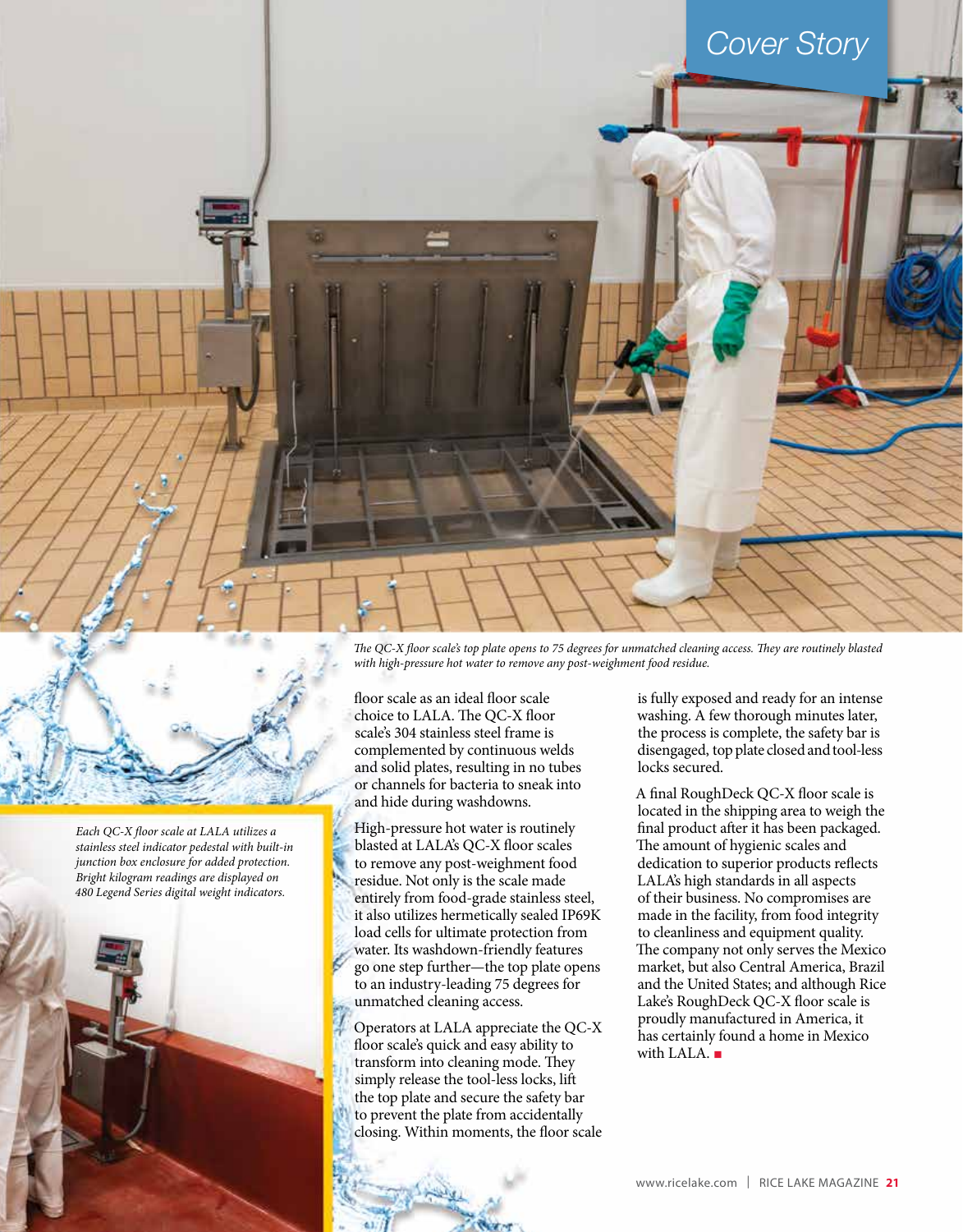*The QC-X floor scale's top plate opens to 75 degrees for unmatched cleaning access. They are routinely blasted with high-pressure hot water to remove any post-weighment food residue.*

*Each QC-X floor scale at LALA utilizes a stainless steel indicator pedestal with built-in junction box enclosure for added protection. Bright kilogram readings are displayed on 480 Legend Series digital weight indicators.*

floor scale as an ideal floor scale choice to LALA. The QC-X floor scale's 304 stainless steel frame is complemented by continuous welds and solid plates, resulting in no tubes or channels for bacteria to sneak into and hide during washdowns.

High-pressure hot water is routinely blasted at LALA's QC-X floor scales to remove any post-weighment food residue. Not only is the scale made entirely from food-grade stainless steel, it also utilizes hermetically sealed IP69K load cells for ultimate protection from water. Its washdown-friendly features go one step further—the top plate opens to an industry-leading 75 degrees for unmatched cleaning access.

Operators at LALA appreciate the QC-X floor scale's quick and easy ability to transform into cleaning mode. They simply release the tool-less locks, lift the top plate and secure the safety bar to prevent the plate from accidentally closing. Within moments, the floor scale is fully exposed and ready for an intense washing. A few thorough minutes later, the process is complete, the safety bar is disengaged, top plate closed and tool-less locks secured.

A final RoughDeck QC-X floor scale is located in the shipping area to weigh the final product after it has been packaged. The amount of hygienic scales and dedication to superior products reflects LALA's high standards in all aspects of their business. No compromises are made in the facility, from food integrity to cleanliness and equipment quality. The company not only serves the Mexico market, but also Central America, Brazil and the United States; and although Rice Lake's RoughDeck QC-X floor scale is proudly manufactured in America, it has certainly found a home in Mexico with LALA. ■